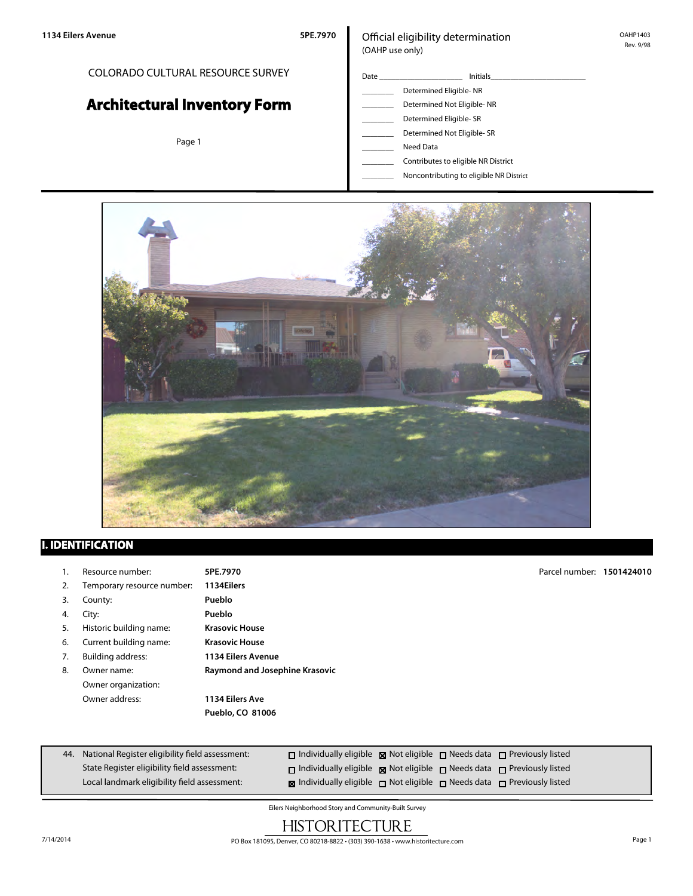1134 Eilers Avenue 5PE.7970

COLORADO CULTURAL RESOURCE SURVEY

# Architectural Inventory Form

Page 1

Official eligibility determination
(OAHP use only)

OAHP1403
Rev. 9/98

Date ____________ Initials ____________

- ______ Determined Eligible- NR
- ______ Determined Not Eligible- NR
- ______ Determined Eligible- SR
- ______ Determined Not Eligible- SR
- ______ Need Data
- ______ Contributes to eligible NR District
- ______ Noncontributing to eligible NR District

## I. IDENTIFICATION

1. Resource number: **5PE.7970** — Parcel number: **1501424010**
2. Temporary resource number: **1134Eilers**
3. County: **Pueblo**
4. City: **Pueblo**
5. Historic building name: **Krasovic House**
6. Current building name: **Krasovic House**
7. Building address: **1134 Eilers Avenue**
8. Owner name: **Raymond and Josephine Krasovic**
   Owner organization:
   Owner address: **1134 Eilers Ave**
   **Pueblo, CO 81006**

44. National Register eligibility field assessment: ☐ Individually eligible ☒ Not eligible ☐ Needs data ☐ Previously listed
    State Register eligibility field assessment: ☐ Individually eligible ☒ Not eligible ☐ Needs data ☐ Previously listed
    Local landmark eligibility field assessment: ☒ Individually eligible ☐ Not eligible ☐ Needs data ☐ Previously listed

Eilers Neighborhood Story and Community-Built Survey

HISTORITECTURE

7/14/2014 PO Box 181095, Denver, CO 80218-8822 • (303) 390-1638 • www.historitecture.com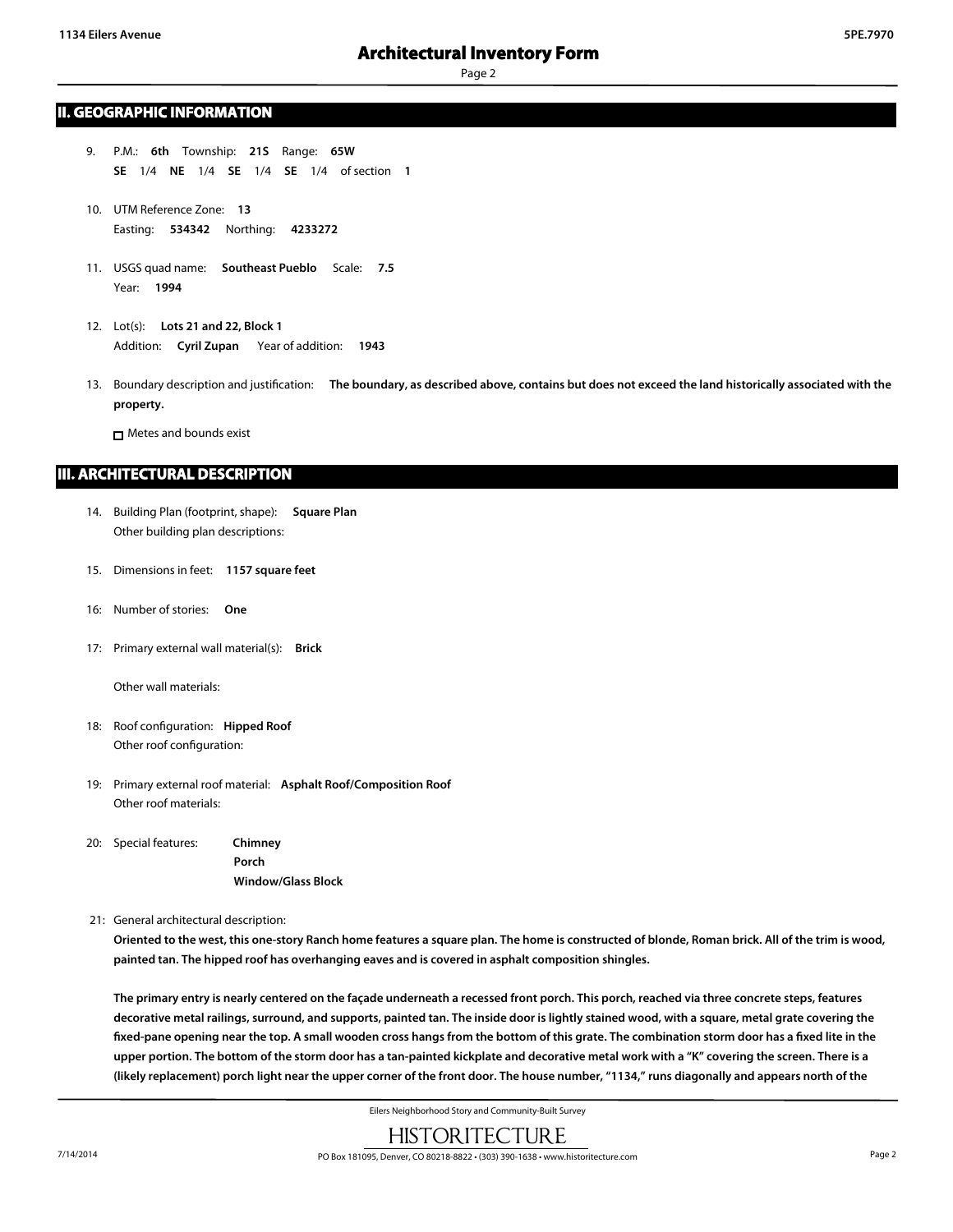## II. GEOGRAPHIC INFORMATION

9. P.M.: **6th** Township: **21S** Range: **65W**
   **SE** 1/4 **NE** 1/4 **SE** 1/4 **SE** 1/4 of section **1**

10. UTM Reference Zone: **13**
    Easting: **534342** Northing: **4233272**

11. USGS quad name: **Southeast Pueblo** Scale: **7.5**
    Year: **1994**

12. Lot(s): **Lots 21 and 22, Block 1**
    Addition: **Cyril Zupan** Year of addition: **1943**

13. Boundary description and justification: **The boundary, as described above, contains but does not exceed the land historically associated with the property.**

    ☐ Metes and bounds exist

## III. ARCHITECTURAL DESCRIPTION

14. Building Plan (footprint, shape): **Square Plan**
    Other building plan descriptions:

15. Dimensions in feet: **1157 square feet**

16: Number of stories: **One**

17: Primary external wall material(s): **Brick**

    Other wall materials:

18: Roof configuration: **Hipped Roof**
    Other roof configuration:

19: Primary external roof material: **Asphalt Roof/Composition Roof**
    Other roof materials:

20: Special features: **Chimney**
    **Porch**
    **Window/Glass Block**

21: General architectural description:

**Oriented to the west, this one-story Ranch home features a square plan. The home is constructed of blonde, Roman brick. All of the trim is wood, painted tan. The hipped roof has overhanging eaves and is covered in asphalt composition shingles.**

**The primary entry is nearly centered on the façade underneath a recessed front porch. This porch, reached via three concrete steps, features decorative metal railings, surround, and supports, painted tan. The inside door is lightly stained wood, with a square, metal grate covering the fixed-pane opening near the top. A small wooden cross hangs from the bottom of this grate. The combination storm door has a fixed lite in the upper portion. The bottom of the storm door has a tan-painted kickplate and decorative metal work with a "K" covering the screen. There is a (likely replacement) porch light near the upper corner of the front door. The house number, "1134," runs diagonally and appears north of the**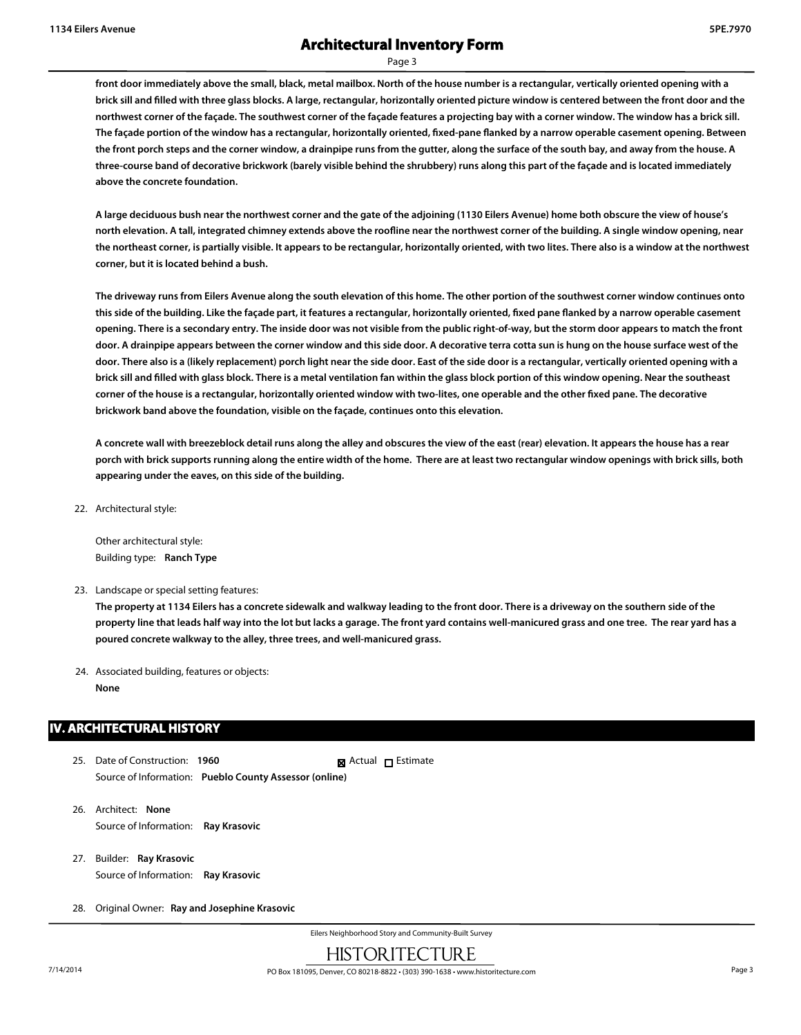**front door immediately above the small, black, metal mailbox. North of the house number is a rectangular, vertically oriented opening with a brick sill and filled with three glass blocks. A large, rectangular, horizontally oriented picture window is centered between the front door and the northwest corner of the façade. The southwest corner of the façade features a projecting bay with a corner window. The window has a brick sill. The façade portion of the window has a rectangular, horizontally oriented, fixed-pane flanked by a narrow operable casement opening. Between the front porch steps and the corner window, a drainpipe runs from the gutter, along the surface of the south bay, and away from the house. A three-course band of decorative brickwork (barely visible behind the shrubbery) runs along this part of the façade and is located immediately above the concrete foundation.**

**A large deciduous bush near the northwest corner and the gate of the adjoining (1130 Eilers Avenue) home both obscure the view of house's north elevation. A tall, integrated chimney extends above the roofline near the northwest corner of the building. A single window opening, near the northeast corner, is partially visible. It appears to be rectangular, horizontally oriented, with two lites. There also is a window at the northwest corner, but it is located behind a bush.**

**The driveway runs from Eilers Avenue along the south elevation of this home. The other portion of the southwest corner window continues onto this side of the building. Like the façade part, it features a rectangular, horizontally oriented, fixed pane flanked by a narrow operable casement opening. There is a secondary entry. The inside door was not visible from the public right-of-way, but the storm door appears to match the front door. A drainpipe appears between the corner window and this side door. A decorative terra cotta sun is hung on the house surface west of the door. There also is a (likely replacement) porch light near the side door. East of the side door is a rectangular, vertically oriented opening with a brick sill and filled with glass block. There is a metal ventilation fan within the glass block portion of this window opening. Near the southeast corner of the house is a rectangular, horizontally oriented window with two-lites, one operable and the other fixed pane. The decorative brickwork band above the foundation, visible on the façade, continues onto this elevation.**

**A concrete wall with breezeblock detail runs along the alley and obscures the view of the east (rear) elevation. It appears the house has a rear porch with brick supports running along the entire width of the home. There are at least two rectangular window openings with brick sills, both appearing under the eaves, on this side of the building.**

22. Architectual style:

    Other architectural style:
    Building type: **Ranch Type**

23. Landscape or special setting features:
    **The property at 1134 Eilers has a concrete sidewalk and walkway leading to the front door. There is a driveway on the southern side of the property line that leads half way into the lot but lacks a garage. The front yard contains well-manicured grass and one tree. The rear yard has a poured concrete walkway to the alley, three trees, and well-manicured grass.**

24. Associated building, features or objects:
    **None**

## IV. ARCHITECTURAL HISTORY

25. Date of Construction: **1960** ☒ Actual ☐ Estimate
    Source of Information: **Pueblo County Assessor (online)**

26. Architect: **None**
    Source of Information: **Ray Krasovic**

27. Builder: **Ray Krasovic**
    Source of Information: **Ray Krasovic**

28. Original Owner: **Ray and Josephine Krasovic**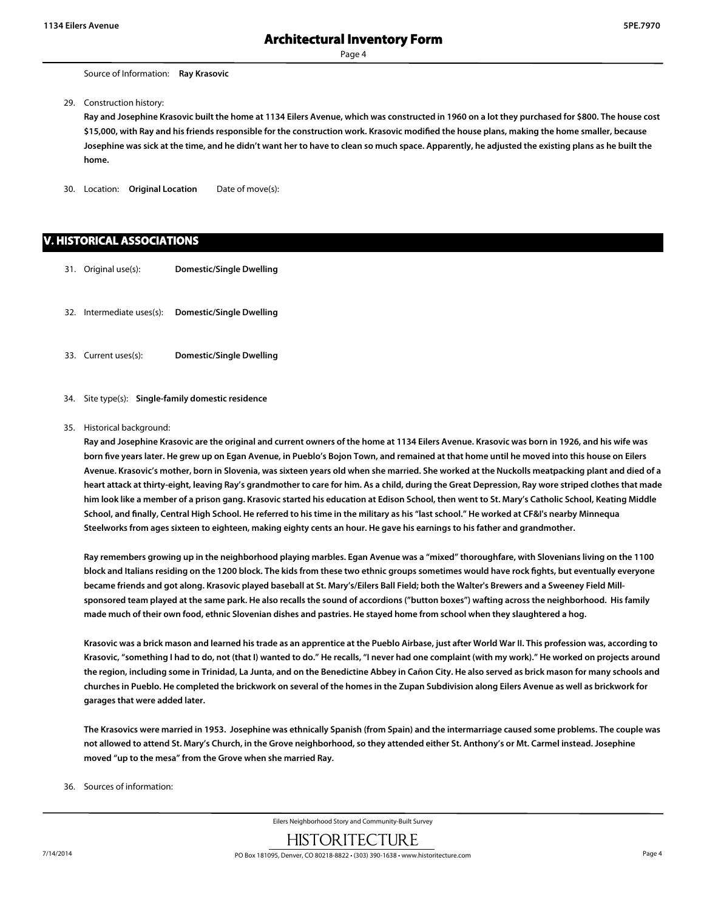Source of Information: **Ray Krasovic**

29. Construction history:

**Ray and Josephine Krasovic built the home at 1134 Eilers Avenue, which was constructed in 1960 on a lot they purchased for $800. The house cost $15,000, with Ray and his friends responsible for the construction work. Krasovic modified the house plans, making the home smaller, because Josephine was sick at the time, and he didn't want her to have to clean so much space. Apparently, he adjusted the existing plans as he built the home.**

30. Location: **Original Location** Date of move(s):

## V. HISTORICAL ASSOCIATIONS

31. Original use(s): **Domestic/Single Dwelling**

32. Intermediate uses(s): **Domestic/Single Dwelling**

33. Current uses(s): **Domestic/Single Dwelling**

34. Site type(s): **Single-family domestic residence**

35. Historical background:

**Ray and Josephine Krasovic are the original and current owners of the home at 1134 Eilers Avenue. Krasovic was born in 1926, and his wife was born five years later. He grew up on Egan Avenue, in Pueblo's Bojon Town, and remained at that home until he moved into this house on Eilers Avenue. Krasovic's mother, born in Slovenia, was sixteen years old when she married. She worked at the Nuckolls meatpacking plant and died of a heart attack at thirty-eight, leaving Ray's grandmother to care for him. As a child, during the Great Depression, Ray wore striped clothes that made him look like a member of a prison gang. Krasovic started his education at Edison School, then went to St. Mary's Catholic School, Keating Middle School, and finally, Central High School. He referred to his time in the military as his "last school." He worked at CF&I's nearby Minnequa Steelworks from ages sixteen to eighteen, making eighty cents an hour. He gave his earnings to his father and grandmother.**

**Ray remembers growing up in the neighborhood playing marbles. Egan Avenue was a "mixed" thoroughfare, with Slovenians living on the 1100 block and Italians residing on the 1200 block. The kids from these two ethnic groups sometimes would have rock fights, but eventually everyone became friends and got along. Krasovic played baseball at St. Mary's/Eilers Ball Field; both the Walter's Brewers and a Sweeney Field Mill-sponsored team played at the same park. He also recalls the sound of accordions ("button boxes") wafting across the neighborhood. His family made much of their own food, ethnic Slovenian dishes and pastries. He stayed home from school when they slaughtered a hog.**

**Krasovic was a brick mason and learned his trade as an apprentice at the Pueblo Airbase, just after World War II. This profession was, according to Krasovic, "something I had to do, not (that I) wanted to do." He recalls, "I never had one complaint (with my work)." He worked on projects around the region, including some in Trinidad, La Junta, and on the Benedictine Abbey in Cañon City. He also served as brick mason for many schools and churches in Pueblo. He completed the brickwork on several of the homes in the Zupan Subdivision along Eilers Avenue as well as brickwork for garages that were added later.**

**The Krasovics were married in 1953. Josephine was ethnically Spanish (from Spain) and the intermarriage caused some problems. The couple was not allowed to attend St. Mary's Church, in the Grove neighborhood, so they attended either St. Anthony's or Mt. Carmel instead. Josephine moved "up to the mesa" from the Grove when she married Ray.**

36. Sources of information: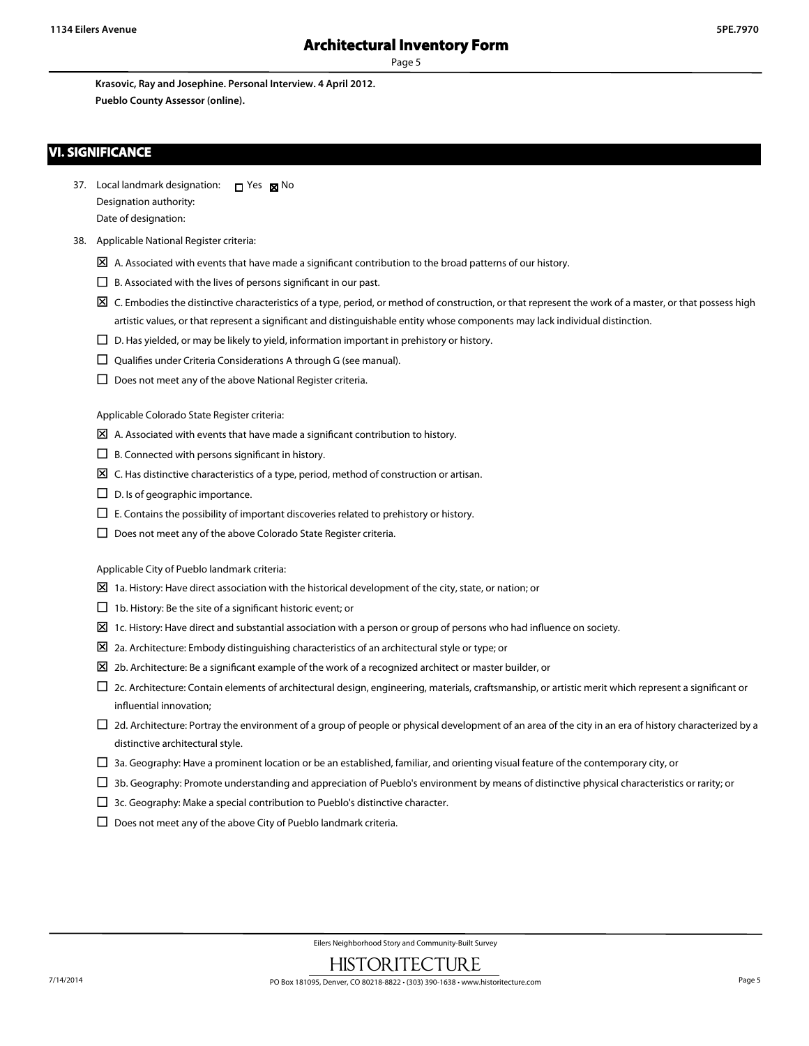**Krasovic, Ray and Josephine. Personal Interview. 4 April 2012.**

**Pueblo County Assessor (online).**

## VI. SIGNIFICANCE

37. Local landmark designation: ☐ Yes ☒ No
    Designation authority:
    Date of designation:

38. Applicable National Register criteria:

    ☒ A. Associated with events that have made a significant contribution to the broad patterns of our history.

    ☐ B. Associated with the lives of persons significant in our past.

    ☒ C. Embodies the distinctive characteristics of a type, period, or method of construction, or that represent the work of a master, or that possess high artistic values, or that represent a significant and distinguishable entity whose components may lack individual distinction.

    ☐ D. Has yielded, or may be likely to yield, information important in prehistory or history.

    ☐ Qualifies under Criteria Considerations A through G (see manual).

    ☐ Does not meet any of the above National Register criteria.

    Applicable Colorado State Register criteria:

    ☒ A. Associated with events that have made a significant contribution to history.

    ☐ B. Connected with persons significant in history.

    ☒ C. Has distinctive characteristics of a type, period, method of construction or artisan.

    ☐ D. Is of geographic importance.

    ☐ E. Contains the possibility of important discoveries related to prehistory or history.

    ☐ Does not meet any of the above Colorado State Register criteria.

    Applicable City of Pueblo landmark criteria:

    ☒ 1a. History: Have direct association with the historical development of the city, state, or nation; or

    ☐ 1b. History: Be the site of a significant historic event; or

    ☒ 1c. History: Have direct and substantial association with a person or group of persons who had influence on society.

    ☒ 2a. Architecture: Embody distinguishing characteristics of an architectural style or type; or

    ☒ 2b. Architecture: Be a significant example of the work of a recognized architect or master builder, or

    ☐ 2c. Architecture: Contain elements of architectural design, engineering, materials, craftsmanship, or artistic merit which represent a significant or influential innovation;

    ☐ 2d. Architecture: Portray the environment of a group of people or physical development of an area of the city in an era of history characterized by a distinctive architectural style.

    ☐ 3a. Geography: Have a prominent location or be an established, familiar, and orienting visual feature of the contemporary city, or

    ☐ 3b. Geography: Promote understanding and appreciation of Pueblo's environment by means of distinctive physical characteristics or rarity; or

    ☐ 3c. Geography: Make a special contribution to Pueblo's distinctive character.

    ☐ Does not meet any of the above City of Pueblo landmark criteria.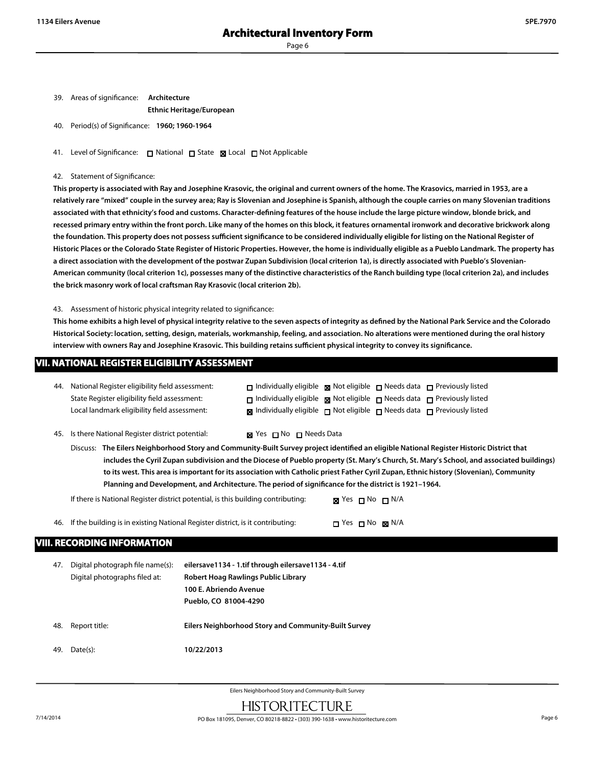39. Areas of significance: **Architecture**
**Ethnic Heritage/European**

40. Period(s) of Significance: **1960; 1960-1964**

41. Level of Significance: ☐ National ☐ State ☒ Local ☐ Not Applicable

42. Statement of Significance:

**This property is associated with Ray and Josephine Krasovic, the original and current owners of the home. The Krasovics, married in 1953, are a relatively rare "mixed" couple in the survey area; Ray is Slovenian and Josephine is Spanish, although the couple carries on many Slovenian traditions associated with that ethnicity's food and customs. Character-defining features of the house include the large picture window, blonde brick, and recessed primary entry within the front porch. Like many of the homes on this block, it features ornamental ironwork and decorative brickwork along the foundation. This property does not possess sufficient significance to be considered individually eligible for listing on the National Register of Historic Places or the Colorado State Register of Historic Properties. However, the home is individually eligible as a Pueblo Landmark. The property has a direct association with the development of the postwar Zupan Subdivision (local criterion 1a), is directly associated with Pueblo's Slovenian-American community (local criterion 1c), possesses many of the distinctive characteristics of the Ranch building type (local criterion 2a), and includes the brick masonry work of local craftsman Ray Krasovic (local criterion 2b).**

43. Assessment of historic physical integrity related to significance:

**This home exhibits a high level of physical integrity relative to the seven aspects of integrity as defined by the National Park Service and the Colorado Historical Society: location, setting, design, materials, workmanship, feeling, and association. No alterations were mentioned during the oral history interview with owners Ray and Josephine Krasovic. This building retains sufficient physical integrity to convey its significance.**

## VII. NATIONAL REGISTER ELIGIBILITY ASSESSMENT

44. National Register eligibility field assessment: ☐ Individually eligible ☒ Not eligible ☐ Needs data ☐ Previously listed
State Register eligibility field assessment: ☐ Individually eligible ☒ Not eligible ☐ Needs data ☐ Previously listed
Local landmark eligibility field assessment: ☒ Individually eligible ☐ Not eligible ☐ Needs data ☐ Previously listed

45. Is there National Register district potential: ☒ Yes ☐ No ☐ Needs Data

Discuss: **The Eilers Neighborhood Story and Community-Built Survey project identified an eligible National Register Historic District that includes the Cyril Zupan subdivision and the Diocese of Pueblo property (St. Mary's Church, St. Mary's School, and associated buildings) to its west. This area is important for its association with Catholic priest Father Cyril Zupan, Ethnic history (Slovenian), Community Planning and Development, and Architecture. The period of significance for the district is 1921–1964.**

If there is National Register district potential, is this building contributing: ☒ Yes ☐ No ☐ N/A

46. If the building is in existing National Register district, is it contributing: ☐ Yes ☐ No ☒ N/A

## VIII. RECORDING INFORMATION

47. Digital photograph file name(s): **eilersave1134 - 1.tif through eilersave1134 - 4.tif**
Digital photographs filed at: **Robert Hoag Rawlings Public Library**
**100 E. Abriendo Avenue**
**Pueblo, CO 81004-4290**

48. Report title: **Eilers Neighborhood Story and Community-Built Survey**

49. Date(s): **10/22/2013**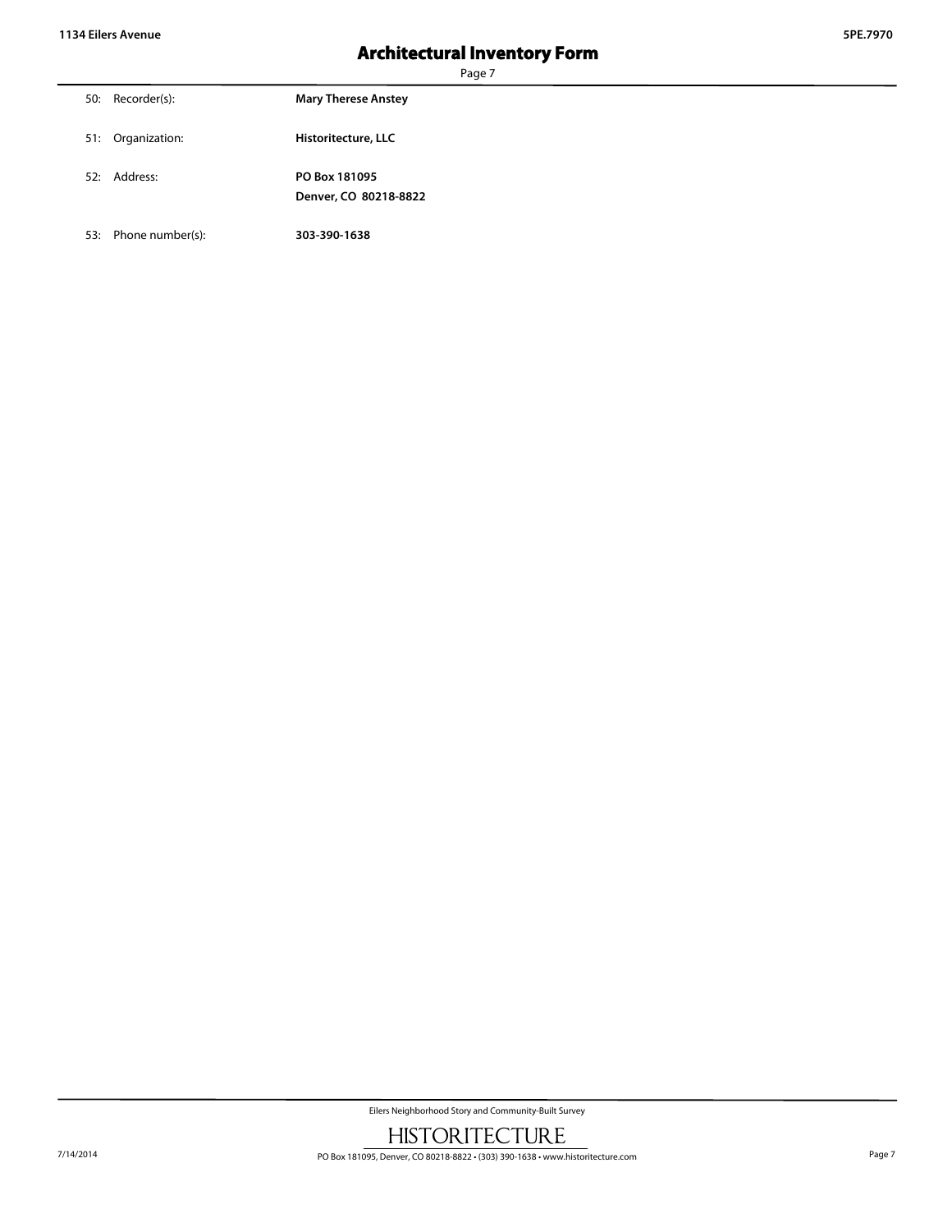| | |
|---|---|
| 50: Recorder(s): | **Mary Therese Anstey** |
| 51: Organization: | **Historitecture, LLC** |
| 52: Address: | **PO Box 181095**<br>**Denver, CO 80218-8822** |
| 53: Phone number(s): | **303-390-1638** |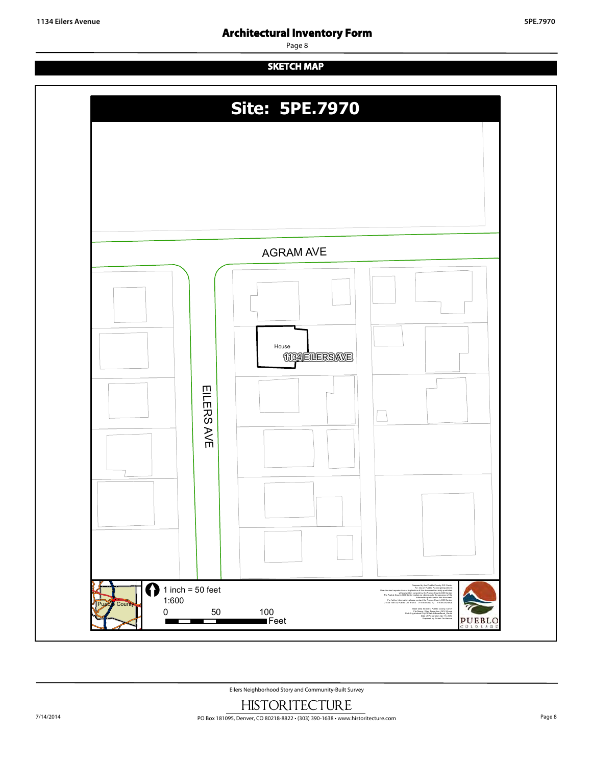## SKETCH MAP

**Site: 5PE.7970**

AGRAM AVE

EILERS AVE

House

1134 EILERS AVE

1 inch = 50 feet

1:600

0 50 100 Feet

Pueblo County

PUEBLO COLORADO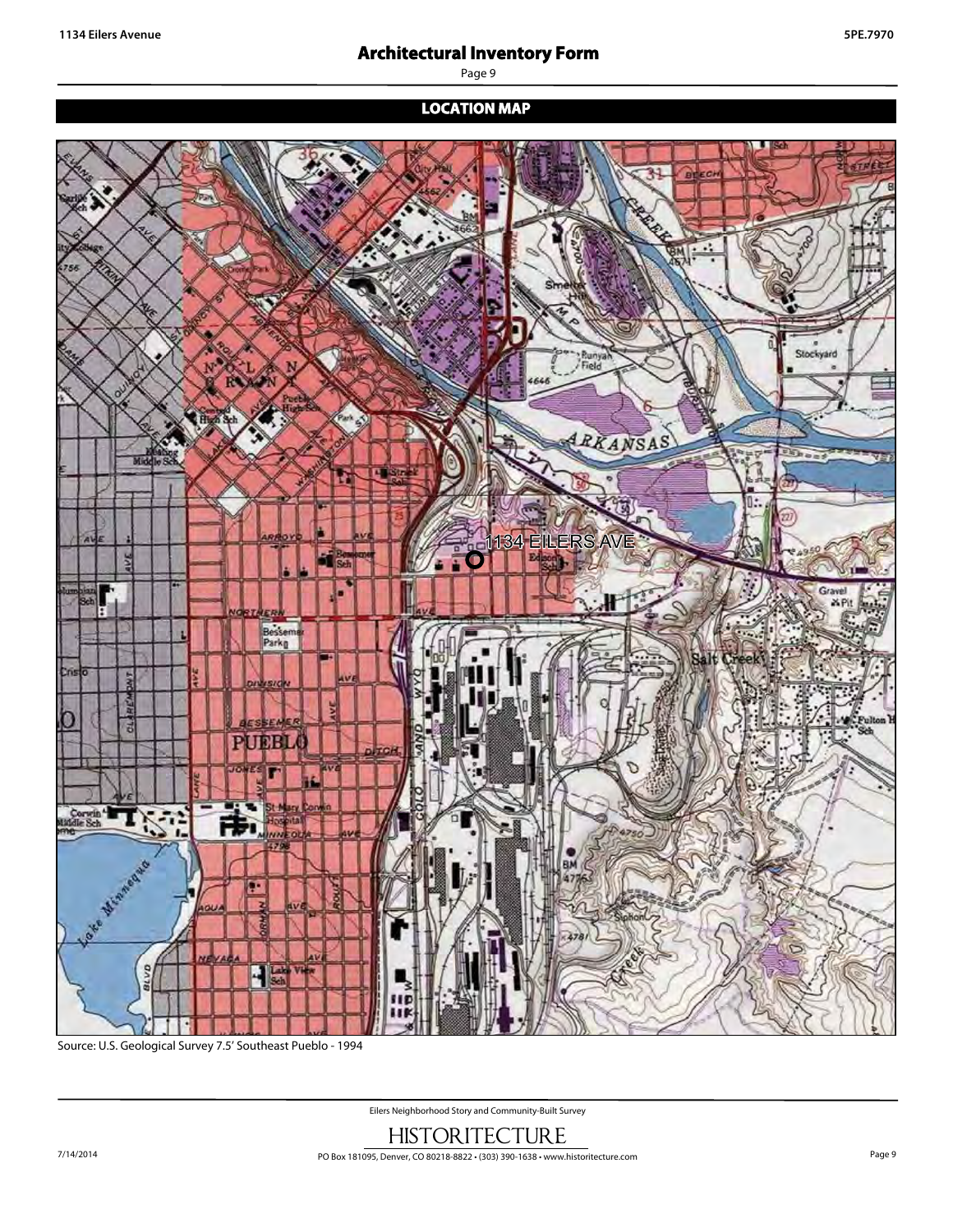## LOCATION MAP

1134 EILERS AVE

Source: U.S. Geological Survey 7.5' Southeast Pueblo - 1994